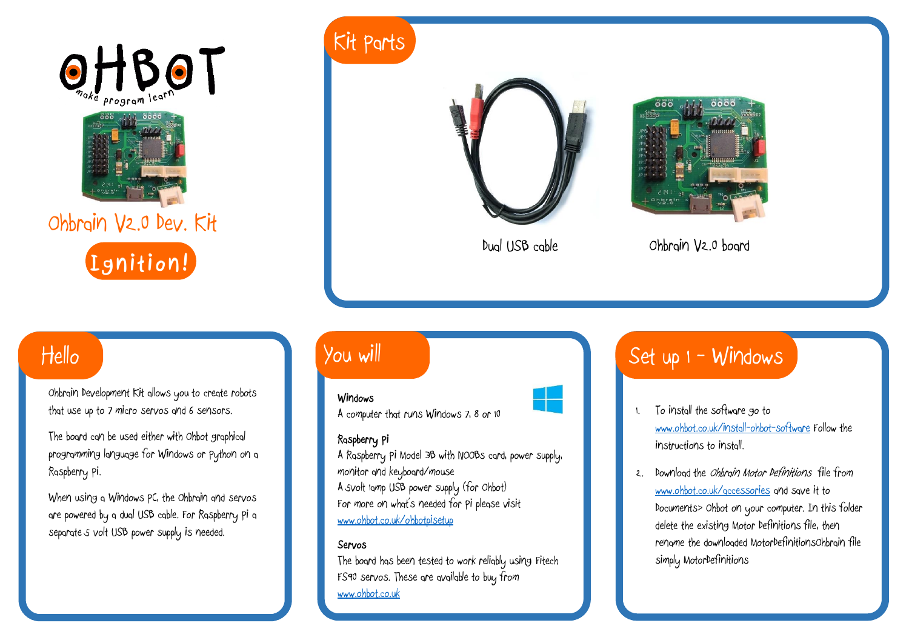# OHBOT

make program learn

## Ohbrain V2.0 Dev. Kit

**Ignition!**

## Kit parts

Dual USB cable

Ohbrain V2.0 board

## Hello

Ohbrain Development Kit allows you to create robots that use up to 7 micro servos and 6 sensors.

The board can be used either with Ohbot graphical programming language for Windows or Python on a Raspberry Pi.

When using a Windows PC, the Ohbrain and servos are powered by a dual USB cable. For Raspberry Pi a separate 5 volt USB power supply is needed.

## You will

**Windows**
A computer that runs Windows 7, 8 or 10

**Raspberry Pi**
A Raspberry Pi Model 3B with NOOBs card, power supply, monitor and keyboard/mouse
A 5volt 1amp USB power supply (for Ohbot)
For more on what's needed for Pi please visit www.ohbot.co.uk/ohbotpisetup

**Servos**
The board has been tested to work reliably using Fitech FS90 servos. These are available to buy from www.ohbot.co.uk

## Set up 1 - Windows

1. To install the software go to www.ohbot.co.uk/install-ohbot-software Follow the instructions to install.
2. Download the *Ohbrain Motor Definitions* file from www.ohbot.co.uk/accessories and save it to Documents> Ohbot on your computer. In this folder delete the existing Motor Definitions file, then rename the downloaded MotorDefinitionsOhbrain file simply MotorDefinitions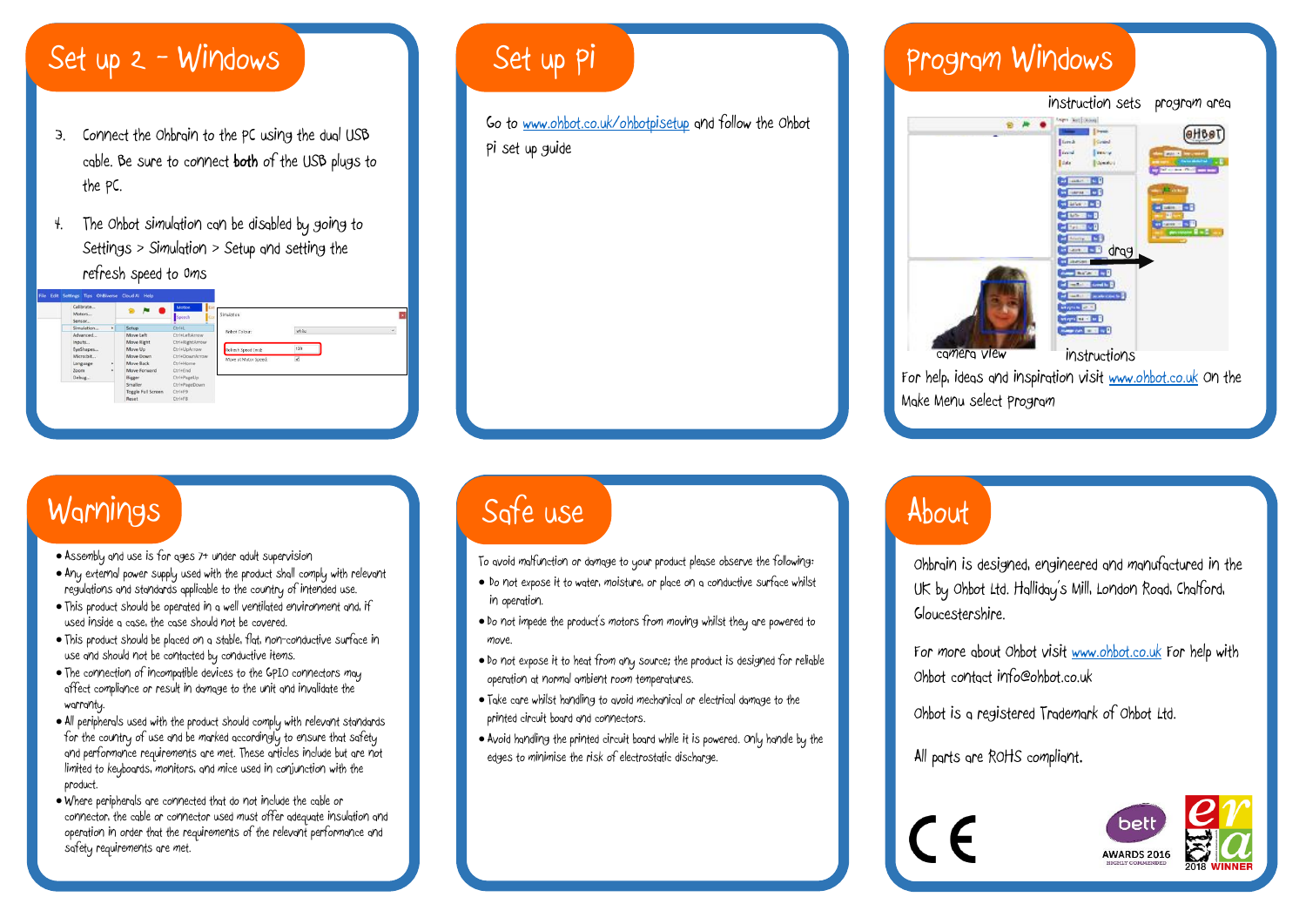## Set up 2 - Windows

3. Connect the Ohbrain to the PC using the dual USB cable. Be sure to connect **both** of the USB plugs to the PC.
4. The Ohbot simulation can be disabled by going to Settings > Simulation > Setup and setting the refresh speed to 0ms

## Set up pi

Go to www.ohbot.co.uk/ohbotpisetup and follow the Ohbot pi set up guide

## Program Windows

instruction sets

program area

drag

camera view

instructions

For help, ideas and inspiration visit www.ohbot.co.uk On the Make Menu select Program

## Warnings

- Assembly and use is for ages 7+ under adult supervision
- Any external power supply used with the product shall comply with relevant regulations and standards applicable to the country of intended use.
- This product should be operated in a well ventilated environment and, if used inside a case, the case should not be covered.
- This product should be placed on a stable, flat, non-conductive surface in use and should not be contacted by conductive items.
- The connection of incompatible devices to the GPIO connectors may affect compliance or result in damage to the unit and invalidate the warranty.
- All peripherals used with the product should comply with relevant standards for the country of use and be marked accordingly to ensure that safety and performance requirements are met. These articles include but are not limited to keyboards, monitors, and mice used in conjunction with the product.
- Where peripherals are connected that do not include the cable or connector, the cable or connector used must offer adequate insulation and operation in order that the requirements of the relevant performance and safety requirements are met.

## Safe use

To avoid malfunction or damage to your product please observe the following:

- Do not expose it to water, moisture, or place on a conductive surface whilst in operation.
- Do not impede the product's motors from moving whilst they are powered to move.
- Do not expose it to heat from any source; the product is designed for reliable operation at normal ambient room temperatures.
- Take care whilst handling to avoid mechanical or electrical damage to the printed circuit board and connectors.
- Avoid handling the printed circuit board while it is powered. Only handle by the edges to minimise the risk of electrostatic discharge.

## About

Ohbrain is designed, engineered and manufactured in the UK by Ohbot Ltd. Halliday's Mill, London Road, Chalford, Gloucestershire.

For more about Ohbot visit www.ohbot.co.uk For help with Ohbot contact info@ohbot.co.uk

Ohbot is a registered Trademark of Ohbot Ltd.

All parts are ROHS compliant.

CE

bett AWARDS 2016 HIGHLY COMMENDED

era 2018 WINNER